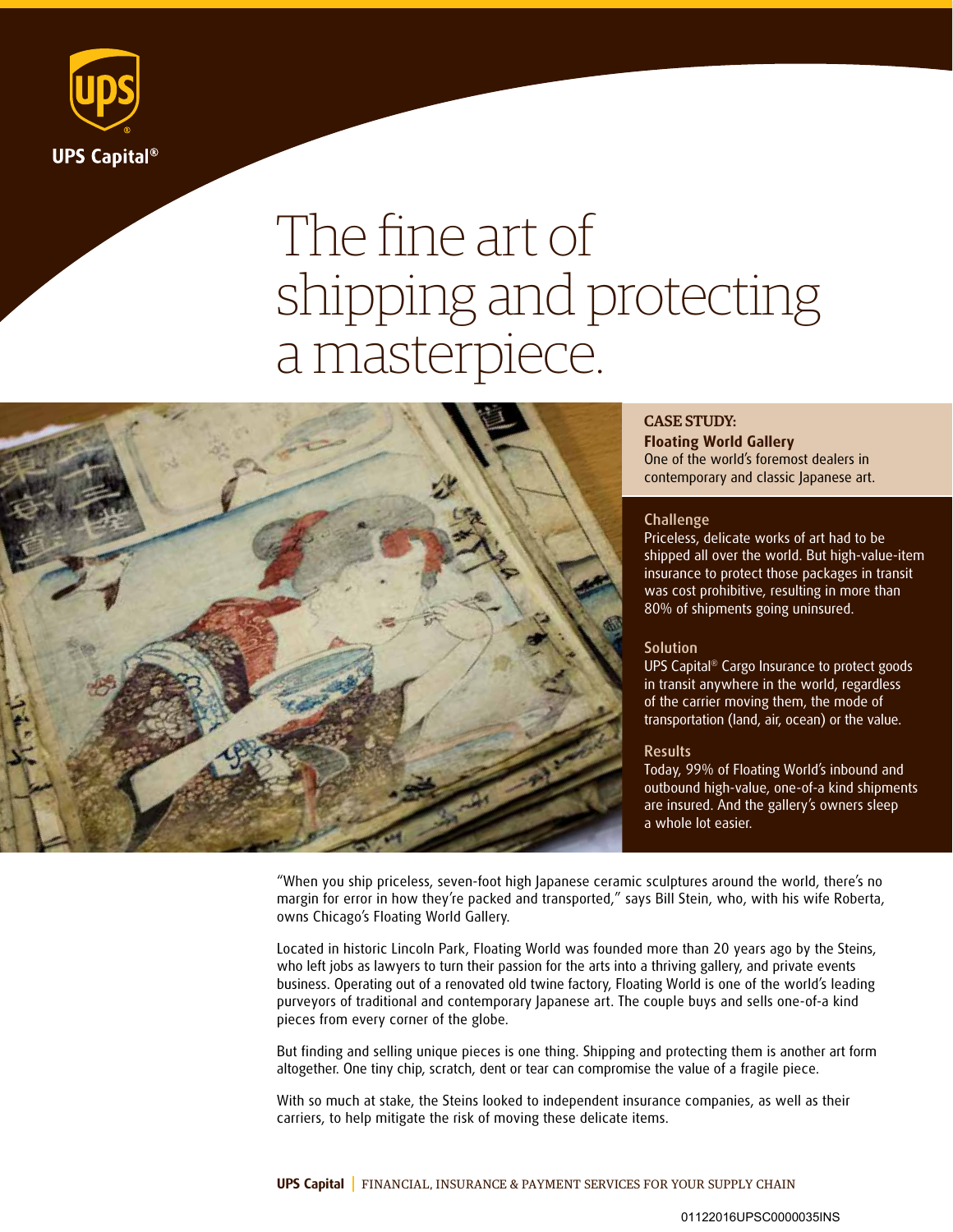UPS Capital®

# The fine art of shipping and protecting a masterpiece.

**CASE STUDY:**
**Floating World Gallery**
One of the world's foremost dealers in contemporary and classic Japanese art.

### Challenge
Priceless, delicate works of art had to be shipped all over the world. But high-value-item insurance to protect those packages in transit was cost prohibitive, resulting in more than 80% of shipments going uninsured.

### Solution
UPS Capital® Cargo Insurance to protect goods in transit anywhere in the world, regardless of the carrier moving them, the mode of transportation (land, air, ocean) or the value.

### Results
Today, 99% of Floating World's inbound and outbound high-value, one-of-a kind shipments are insured. And the gallery's owners sleep a whole lot easier.

"When you ship priceless, seven-foot high Japanese ceramic sculptures around the world, there's no margin for error in how they're packed and transported," says Bill Stein, who, with his wife Roberta, owns Chicago's Floating World Gallery.

Located in historic Lincoln Park, Floating World was founded more than 20 years ago by the Steins, who left jobs as lawyers to turn their passion for the arts into a thriving gallery, and private events business. Operating out of a renovated old twine factory, Floating World is one of the world's leading purveyors of traditional and contemporary Japanese art. The couple buys and sells one-of-a kind pieces from every corner of the globe.

But finding and selling unique pieces is one thing. Shipping and protecting them is another art form altogether. One tiny chip, scratch, dent or tear can compromise the value of a fragile piece.

With so much at stake, the Steins looked to independent insurance companies, as well as their carriers, to help mitigate the risk of moving these delicate items.

**UPS Capital** | FINANCIAL, INSURANCE & PAYMENT SERVICES FOR YOUR SUPPLY CHAIN

01122016UPSC0000035INS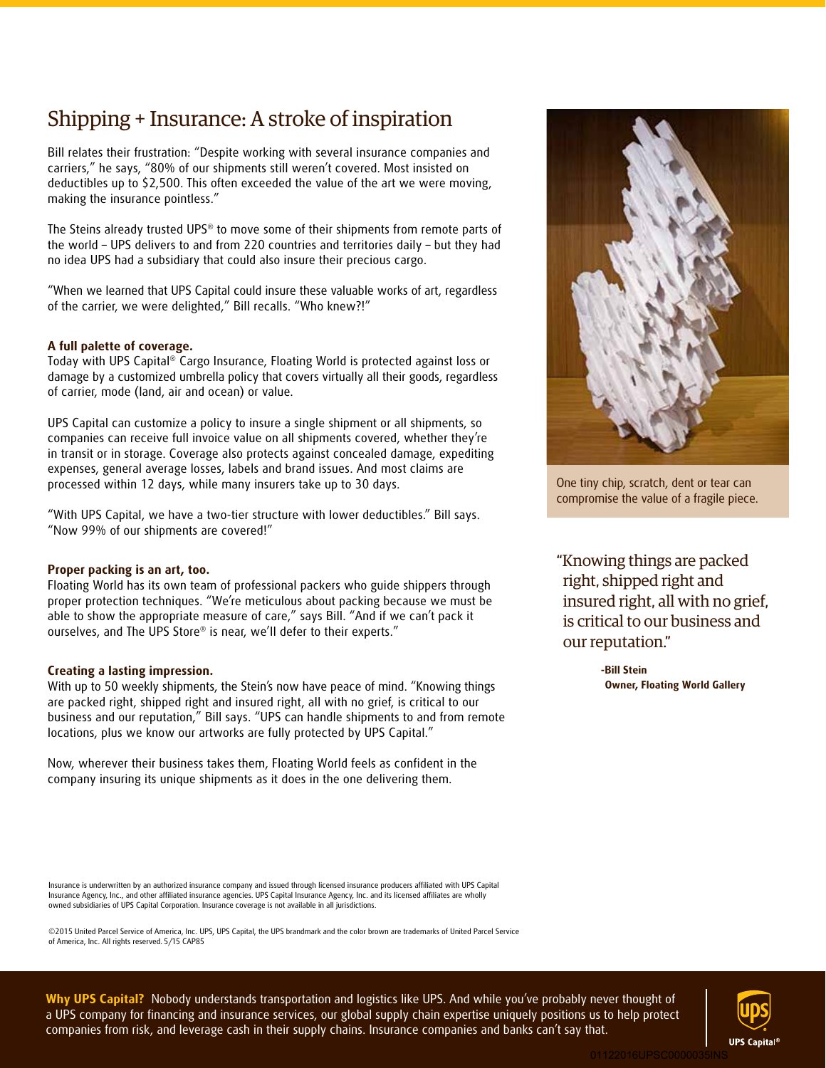# Shipping + Insurance: A stroke of inspiration

Bill relates their frustration: "Despite working with several insurance companies and carriers," he says, "80% of our shipments still weren't covered. Most insisted on deductibles up to $2,500. This often exceeded the value of the art we were moving, making the insurance pointless."

The Steins already trusted UPS® to move some of their shipments from remote parts of the world – UPS delivers to and from 220 countries and territories daily – but they had no idea UPS had a subsidiary that could also insure their precious cargo.

"When we learned that UPS Capital could insure these valuable works of art, regardless of the carrier, we were delighted," Bill recalls. "Who knew?!"

**A full palette of coverage.**
Today with UPS Capital® Cargo Insurance, Floating World is protected against loss or damage by a customized umbrella policy that covers virtually all their goods, regardless of carrier, mode (land, air and ocean) or value.

UPS Capital can customize a policy to insure a single shipment or all shipments, so companies can receive full invoice value on all shipments covered, whether they're in transit or in storage. Coverage also protects against concealed damage, expediting expenses, general average losses, labels and brand issues. And most claims are processed within 12 days, while many insurers take up to 30 days.

"With UPS Capital, we have a two-tier structure with lower deductibles." Bill says. "Now 99% of our shipments are covered!"

**Proper packing is an art, too.**
Floating World has its own team of professional packers who guide shippers through proper protection techniques. "We're meticulous about packing because we must be able to show the appropriate measure of care," says Bill. "And if we can't pack it ourselves, and The UPS Store® is near, we'll defer to their experts."

**Creating a lasting impression.**
With up to 50 weekly shipments, the Stein's now have peace of mind. "Knowing things are packed right, shipped right and insured right, all with no grief, is critical to our business and our reputation," Bill says. "UPS can handle shipments to and from remote locations, plus we know our artworks are fully protected by UPS Capital."

Now, wherever their business takes them, Floating World feels as confident in the company insuring its unique shipments as it does in the one delivering them.

One tiny chip, scratch, dent or tear can compromise the value of a fragile piece.

> "Knowing things are packed right, shipped right and insured right, all with no grief, is critical to our business and our reputation."
>
> **-Bill Stein**
> **Owner, Floating World Gallery**

Insurance is underwritten by an authorized insurance company and issued through licensed insurance producers affiliated with UPS Capital Insurance Agency, Inc., and other affiliated insurance agencies. UPS Capital Insurance Agency, Inc. and its licensed affiliates are wholly owned subsidiaries of UPS Capital Corporation. Insurance coverage is not available in all jurisdictions.

©2015 United Parcel Service of America, Inc. UPS, UPS Capital, the UPS brandmark and the color brown are trademarks of United Parcel Service of America, Inc. All rights reserved. 5/15 CAP85

**Why UPS Capital?** Nobody understands transportation and logistics like UPS. And while you've probably never thought of a UPS company for financing and insurance services, our global supply chain expertise uniquely positions us to help protect companies from risk, and leverage cash in their supply chains. Insurance companies and banks can't say that.

UPS Capital®

01122016UPSC0000035INS